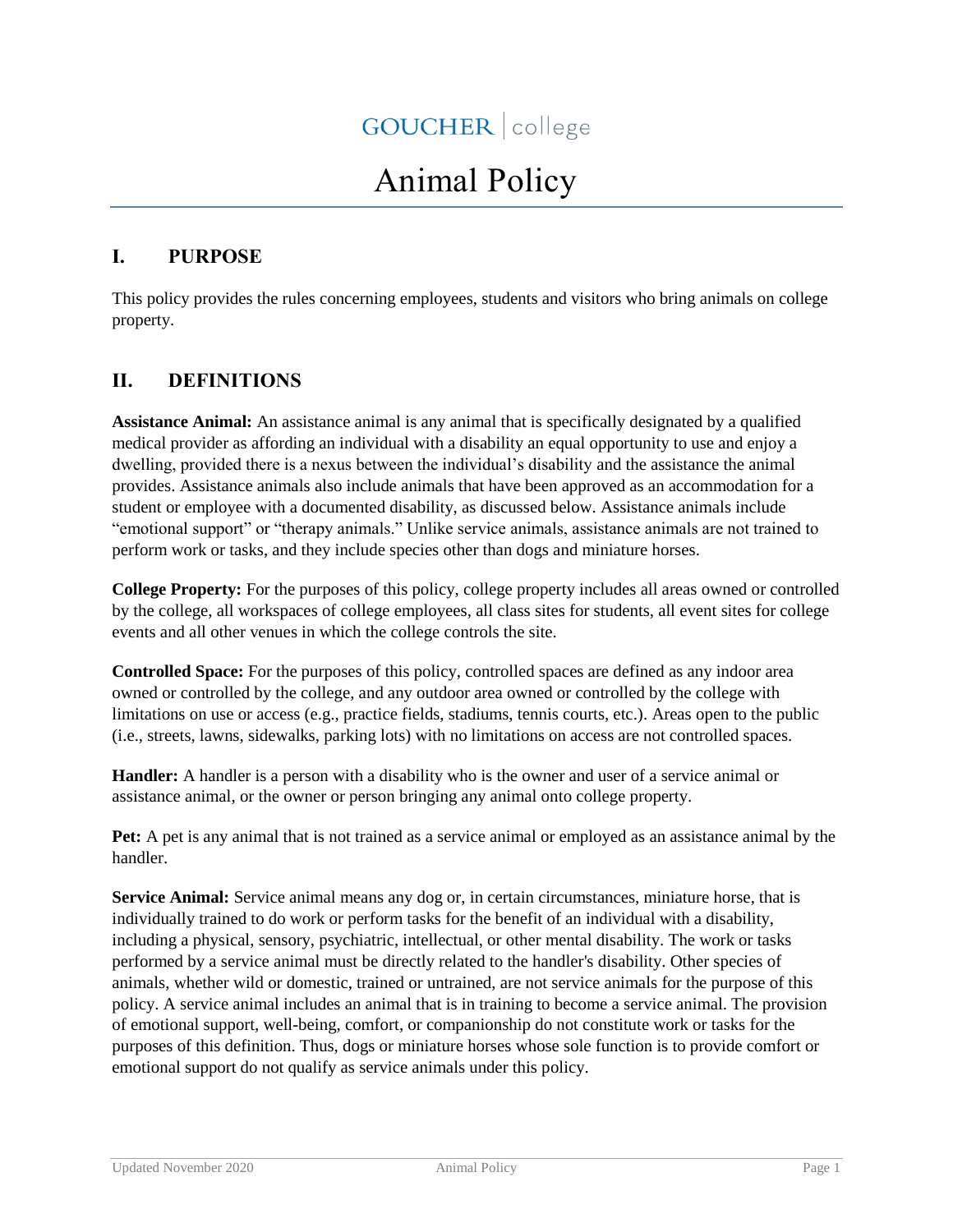GOUCHER | college

# Animal Policy

## I. PURPOSE

This policy provides the rules concerning employees, students and visitors who bring animals on college property.

## II. DEFINITIONS

**Assistance Animal:** An assistance animal is any animal that is specifically designated by a qualified medical provider as affording an individual with a disability an equal opportunity to use and enjoy a dwelling, provided there is a nexus between the individual's disability and the assistance the animal provides. Assistance animals also include animals that have been approved as an accommodation for a student or employee with a documented disability, as discussed below. Assistance animals include "emotional support" or "therapy animals." Unlike service animals, assistance animals are not trained to perform work or tasks, and they include species other than dogs and miniature horses.

**College Property:** For the purposes of this policy, college property includes all areas owned or controlled by the college, all workspaces of college employees, all class sites for students, all event sites for college events and all other venues in which the college controls the site.

**Controlled Space:** For the purposes of this policy, controlled spaces are defined as any indoor area owned or controlled by the college, and any outdoor area owned or controlled by the college with limitations on use or access (e.g., practice fields, stadiums, tennis courts, etc.). Areas open to the public (i.e., streets, lawns, sidewalks, parking lots) with no limitations on access are not controlled spaces.

**Handler:** A handler is a person with a disability who is the owner and user of a service animal or assistance animal, or the owner or person bringing any animal onto college property.

**Pet:** A pet is any animal that is not trained as a service animal or employed as an assistance animal by the handler.

**Service Animal:** Service animal means any dog or, in certain circumstances, miniature horse, that is individually trained to do work or perform tasks for the benefit of an individual with a disability, including a physical, sensory, psychiatric, intellectual, or other mental disability. The work or tasks performed by a service animal must be directly related to the handler's disability. Other species of animals, whether wild or domestic, trained or untrained, are not service animals for the purpose of this policy. A service animal includes an animal that is in training to become a service animal. The provision of emotional support, well-being, comfort, or companionship do not constitute work or tasks for the purposes of this definition. Thus, dogs or miniature horses whose sole function is to provide comfort or emotional support do not qualify as service animals under this policy.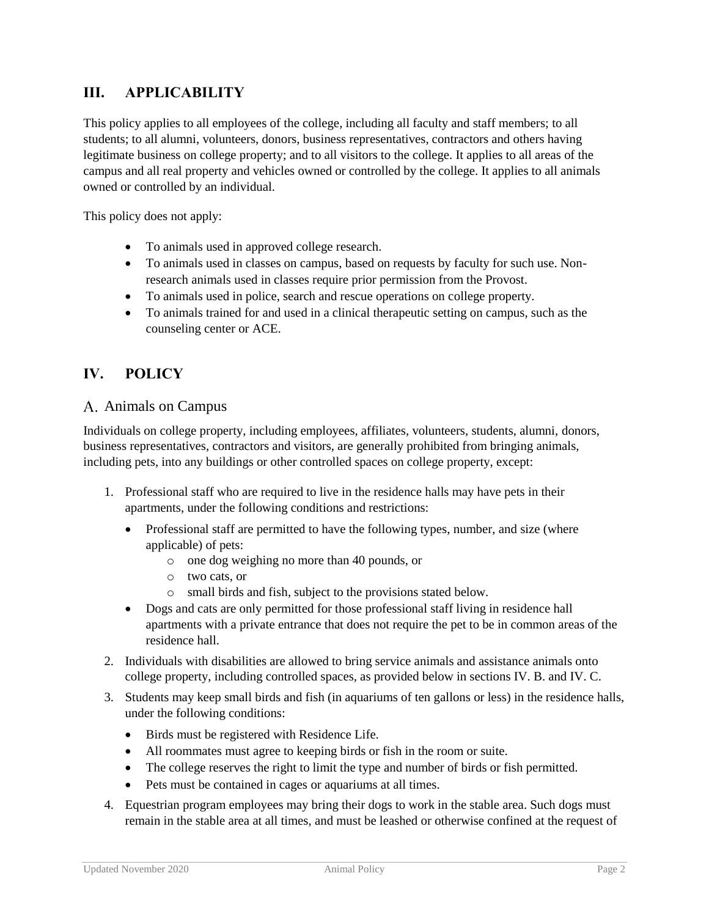## III. APPLICABILITY

This policy applies to all employees of the college, including all faculty and staff members; to all students; to all alumni, volunteers, donors, business representatives, contractors and others having legitimate business on college property; and to all visitors to the college. It applies to all areas of the campus and all real property and vehicles owned or controlled by the college. It applies to all animals owned or controlled by an individual.

This policy does not apply:

- To animals used in approved college research.
- To animals used in classes on campus, based on requests by faculty for such use. Non-research animals used in classes require prior permission from the Provost.
- To animals used in police, search and rescue operations on college property.
- To animals trained for and used in a clinical therapeutic setting on campus, such as the counseling center or ACE.

## IV. POLICY

### A. Animals on Campus

Individuals on college property, including employees, affiliates, volunteers, students, alumni, donors, business representatives, contractors and visitors, are generally prohibited from bringing animals, including pets, into any buildings or other controlled spaces on college property, except:

1. Professional staff who are required to live in the residence halls may have pets in their apartments, under the following conditions and restrictions:
   - Professional staff are permitted to have the following types, number, and size (where applicable) of pets:
     - one dog weighing no more than 40 pounds, or
     - two cats, or
     - small birds and fish, subject to the provisions stated below.
   - Dogs and cats are only permitted for those professional staff living in residence hall apartments with a private entrance that does not require the pet to be in common areas of the residence hall.
2. Individuals with disabilities are allowed to bring service animals and assistance animals onto college property, including controlled spaces, as provided below in sections IV. B. and IV. C.
3. Students may keep small birds and fish (in aquariums of ten gallons or less) in the residence halls, under the following conditions:
   - Birds must be registered with Residence Life.
   - All roommates must agree to keeping birds or fish in the room or suite.
   - The college reserves the right to limit the type and number of birds or fish permitted.
   - Pets must be contained in cages or aquariums at all times.
4. Equestrian program employees may bring their dogs to work in the stable area. Such dogs must remain in the stable area at all times, and must be leashed or otherwise confined at the request of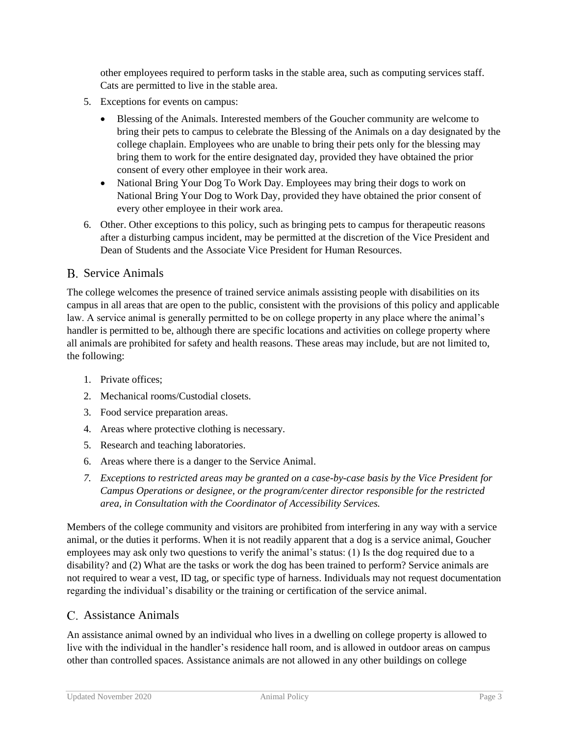other employees required to perform tasks in the stable area, such as computing services staff. Cats are permitted to live in the stable area.

5. Exceptions for events on campus:
   - Blessing of the Animals. Interested members of the Goucher community are welcome to bring their pets to campus to celebrate the Blessing of the Animals on a day designated by the college chaplain. Employees who are unable to bring their pets only for the blessing may bring them to work for the entire designated day, provided they have obtained the prior consent of every other employee in their work area.
   - National Bring Your Dog To Work Day. Employees may bring their dogs to work on National Bring Your Dog to Work Day, provided they have obtained the prior consent of every other employee in their work area.
6. Other. Other exceptions to this policy, such as bringing pets to campus for therapeutic reasons after a disturbing campus incident, may be permitted at the discretion of the Vice President and Dean of Students and the Associate Vice President for Human Resources.

## B. Service Animals

The college welcomes the presence of trained service animals assisting people with disabilities on its campus in all areas that are open to the public, consistent with the provisions of this policy and applicable law. A service animal is generally permitted to be on college property in any place where the animal's handler is permitted to be, although there are specific locations and activities on college property where all animals are prohibited for safety and health reasons. These areas may include, but are not limited to, the following:

1. Private offices;
2. Mechanical rooms/Custodial closets.
3. Food service preparation areas.
4. Areas where protective clothing is necessary.
5. Research and teaching laboratories.
6. Areas where there is a danger to the Service Animal.
7. *Exceptions to restricted areas may be granted on a case-by-case basis by the Vice President for Campus Operations or designee, or the program/center director responsible for the restricted area, in Consultation with the Coordinator of Accessibility Services.*

Members of the college community and visitors are prohibited from interfering in any way with a service animal, or the duties it performs. When it is not readily apparent that a dog is a service animal, Goucher employees may ask only two questions to verify the animal's status: (1) Is the dog required due to a disability? and (2) What are the tasks or work the dog has been trained to perform? Service animals are not required to wear a vest, ID tag, or specific type of harness. Individuals may not request documentation regarding the individual's disability or the training or certification of the service animal.

## C. Assistance Animals

An assistance animal owned by an individual who lives in a dwelling on college property is allowed to live with the individual in the handler's residence hall room, and is allowed in outdoor areas on campus other than controlled spaces. Assistance animals are not allowed in any other buildings on college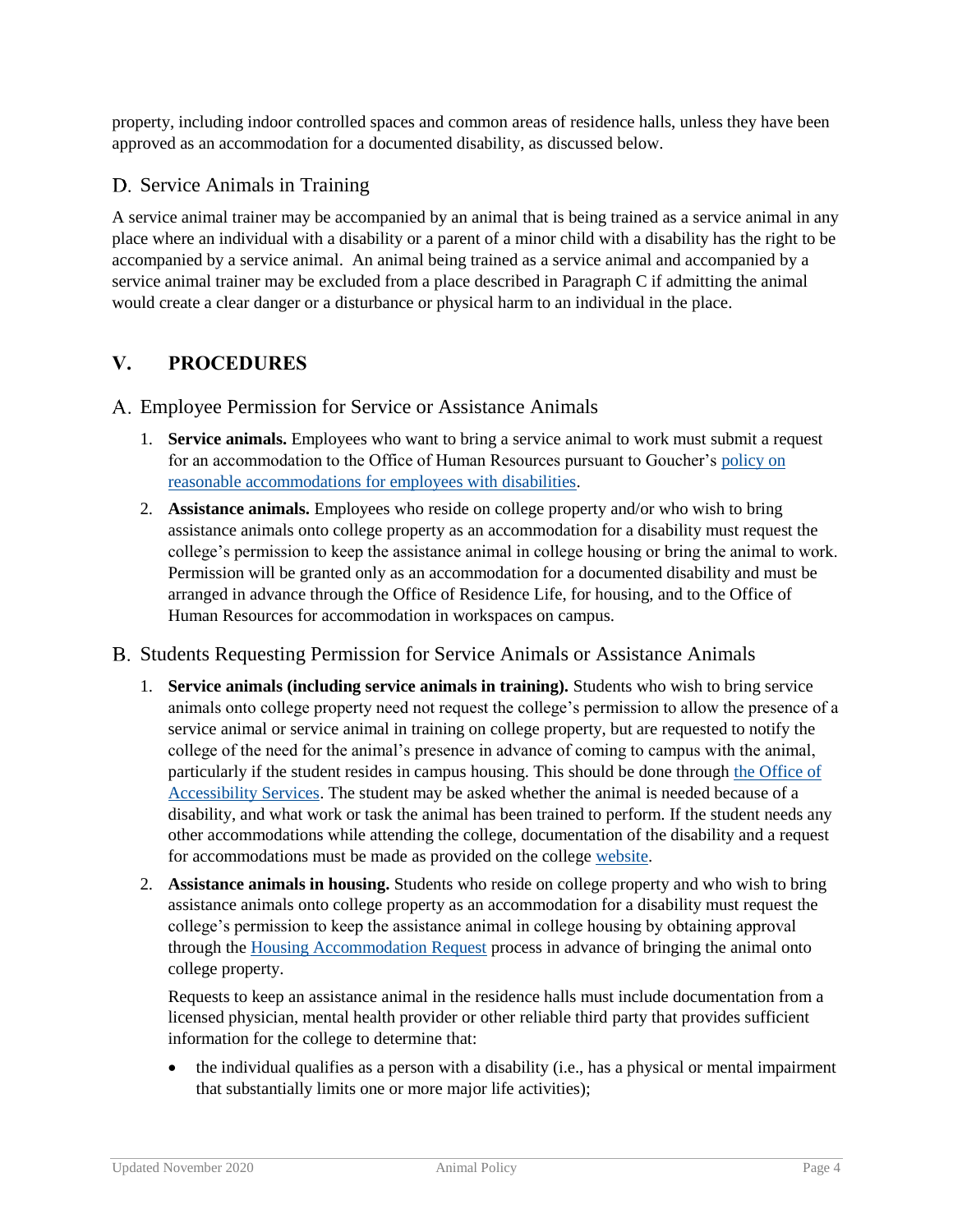property, including indoor controlled spaces and common areas of residence halls, unless they have been approved as an accommodation for a documented disability, as discussed below.

### D. Service Animals in Training

A service animal trainer may be accompanied by an animal that is being trained as a service animal in any place where an individual with a disability or a parent of a minor child with a disability has the right to be accompanied by a service animal. An animal being trained as a service animal and accompanied by a service animal trainer may be excluded from a place described in Paragraph C if admitting the animal would create a clear danger or a disturbance or physical harm to an individual in the place.

## V. PROCEDURES

### A. Employee Permission for Service or Assistance Animals

1. **Service animals.** Employees who want to bring a service animal to work must submit a request for an accommodation to the Office of Human Resources pursuant to Goucher's policy on reasonable accommodations for employees with disabilities.
2. **Assistance animals.** Employees who reside on college property and/or who wish to bring assistance animals onto college property as an accommodation for a disability must request the college's permission to keep the assistance animal in college housing or bring the animal to work. Permission will be granted only as an accommodation for a documented disability and must be arranged in advance through the Office of Residence Life, for housing, and to the Office of Human Resources for accommodation in workspaces on campus.

### B. Students Requesting Permission for Service Animals or Assistance Animals

1. **Service animals (including service animals in training).** Students who wish to bring service animals onto college property need not request the college's permission to allow the presence of a service animal or service animal in training on college property, but are requested to notify the college of the need for the animal's presence in advance of coming to campus with the animal, particularly if the student resides in campus housing. This should be done through the Office of Accessibility Services. The student may be asked whether the animal is needed because of a disability, and what work or task the animal has been trained to perform. If the student needs any other accommodations while attending the college, documentation of the disability and a request for accommodations must be made as provided on the college website.
2. **Assistance animals in housing.** Students who reside on college property and who wish to bring assistance animals onto college property as an accommodation for a disability must request the college's permission to keep the assistance animal in college housing by obtaining approval through the Housing Accommodation Request process in advance of bringing the animal onto college property.

   Requests to keep an assistance animal in the residence halls must include documentation from a licensed physician, mental health provider or other reliable third party that provides sufficient information for the college to determine that:

   - the individual qualifies as a person with a disability (i.e., has a physical or mental impairment that substantially limits one or more major life activities);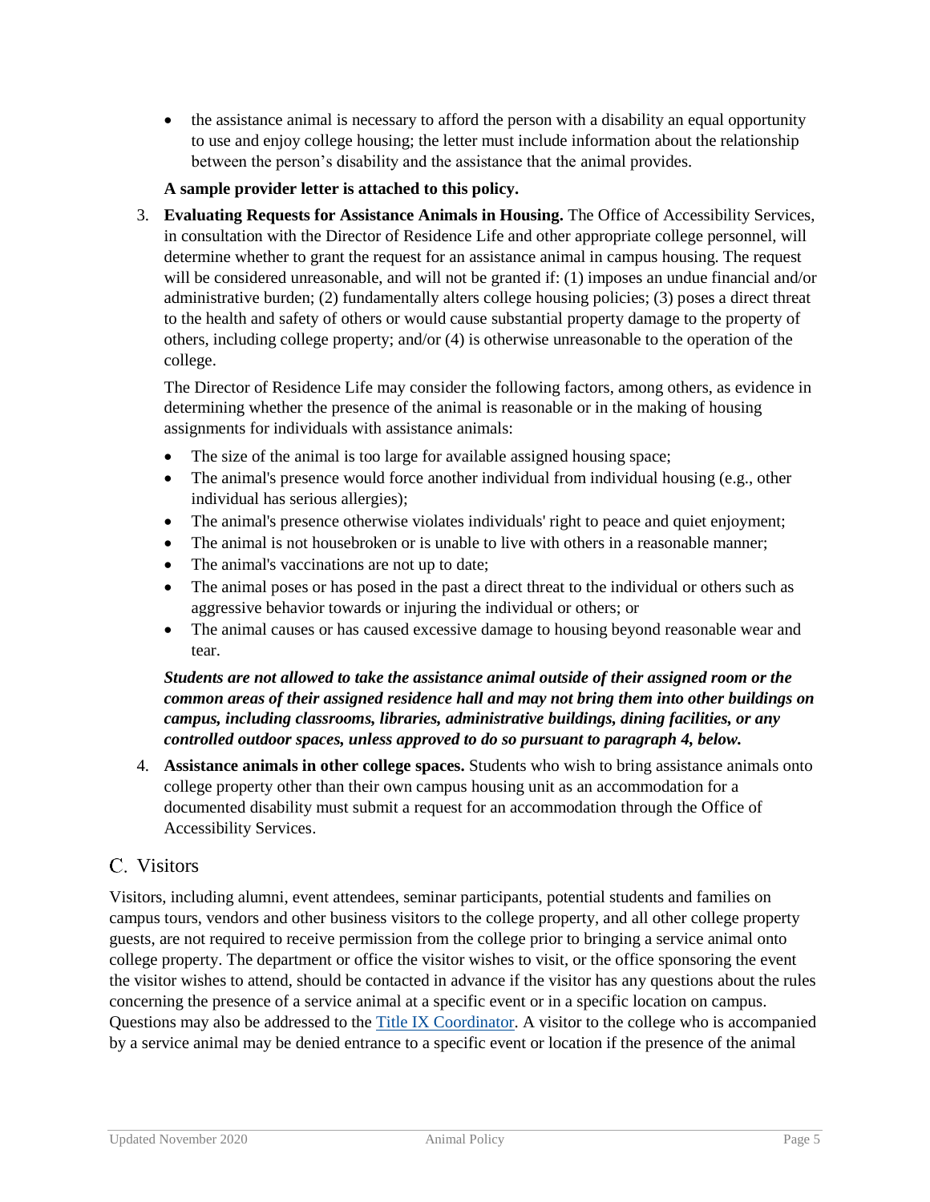- the assistance animal is necessary to afford the person with a disability an equal opportunity to use and enjoy college housing; the letter must include information about the relationship between the person's disability and the assistance that the animal provides.

**A sample provider letter is attached to this policy.**

3. **Evaluating Requests for Assistance Animals in Housing.** The Office of Accessibility Services, in consultation with the Director of Residence Life and other appropriate college personnel, will determine whether to grant the request for an assistance animal in campus housing. The request will be considered unreasonable, and will not be granted if: (1) imposes an undue financial and/or administrative burden; (2) fundamentally alters college housing policies; (3) poses a direct threat to the health and safety of others or would cause substantial property damage to the property of others, including college property; and/or (4) is otherwise unreasonable to the operation of the college.

   The Director of Residence Life may consider the following factors, among others, as evidence in determining whether the presence of the animal is reasonable or in the making of housing assignments for individuals with assistance animals:

   - The size of the animal is too large for available assigned housing space;
   - The animal's presence would force another individual from individual housing (e.g., other individual has serious allergies);
   - The animal's presence otherwise violates individuals' right to peace and quiet enjoyment;
   - The animal is not housebroken or is unable to live with others in a reasonable manner;
   - The animal's vaccinations are not up to date;
   - The animal poses or has posed in the past a direct threat to the individual or others such as aggressive behavior towards or injuring the individual or others; or
   - The animal causes or has caused excessive damage to housing beyond reasonable wear and tear.

   ***Students are not allowed to take the assistance animal outside of their assigned room or the common areas of their assigned residence hall and may not bring them into other buildings on campus, including classrooms, libraries, administrative buildings, dining facilities, or any controlled outdoor spaces, unless approved to do so pursuant to paragraph 4, below.***

4. **Assistance animals in other college spaces.** Students who wish to bring assistance animals onto college property other than their own campus housing unit as an accommodation for a documented disability must submit a request for an accommodation through the Office of Accessibility Services.

## C. Visitors

Visitors, including alumni, event attendees, seminar participants, potential students and families on campus tours, vendors and other business visitors to the college property, and all other college property guests, are not required to receive permission from the college prior to bringing a service animal onto college property. The department or office the visitor wishes to visit, or the office sponsoring the event the visitor wishes to attend, should be contacted in advance if the visitor has any questions about the rules concerning the presence of a service animal at a specific event or in a specific location on campus. Questions may also be addressed to the Title IX Coordinator. A visitor to the college who is accompanied by a service animal may be denied entrance to a specific event or location if the presence of the animal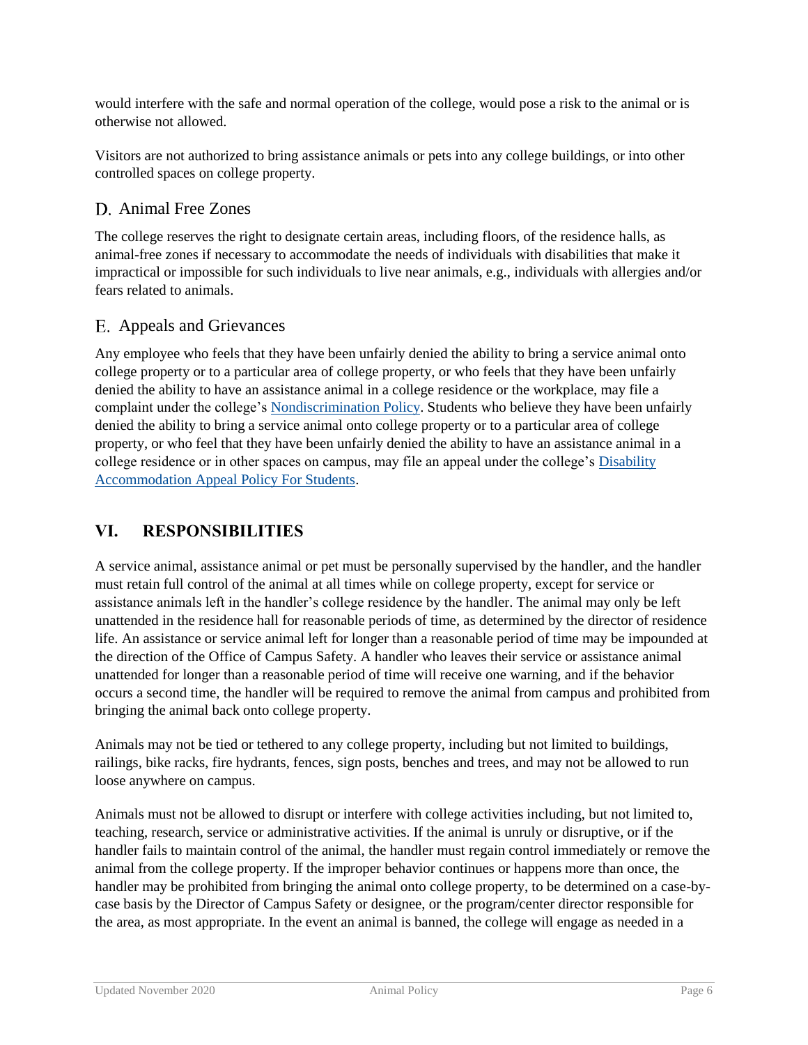would interfere with the safe and normal operation of the college, would pose a risk to the animal or is otherwise not allowed.

Visitors are not authorized to bring assistance animals or pets into any college buildings, or into other controlled spaces on college property.

## D. Animal Free Zones

The college reserves the right to designate certain areas, including floors, of the residence halls, as animal-free zones if necessary to accommodate the needs of individuals with disabilities that make it impractical or impossible for such individuals to live near animals, e.g., individuals with allergies and/or fears related to animals.

## E. Appeals and Grievances

Any employee who feels that they have been unfairly denied the ability to bring a service animal onto college property or to a particular area of college property, or who feels that they have been unfairly denied the ability to have an assistance animal in a college residence or the workplace, may file a complaint under the college's Nondiscrimination Policy. Students who believe they have been unfairly denied the ability to bring a service animal onto college property or to a particular area of college property, or who feel that they have been unfairly denied the ability to have an assistance animal in a college residence or in other spaces on campus, may file an appeal under the college's Disability Accommodation Appeal Policy For Students.

# VI. RESPONSIBILITIES

A service animal, assistance animal or pet must be personally supervised by the handler, and the handler must retain full control of the animal at all times while on college property, except for service or assistance animals left in the handler's college residence by the handler. The animal may only be left unattended in the residence hall for reasonable periods of time, as determined by the director of residence life. An assistance or service animal left for longer than a reasonable period of time may be impounded at the direction of the Office of Campus Safety. A handler who leaves their service or assistance animal unattended for longer than a reasonable period of time will receive one warning, and if the behavior occurs a second time, the handler will be required to remove the animal from campus and prohibited from bringing the animal back onto college property.

Animals may not be tied or tethered to any college property, including but not limited to buildings, railings, bike racks, fire hydrants, fences, sign posts, benches and trees, and may not be allowed to run loose anywhere on campus.

Animals must not be allowed to disrupt or interfere with college activities including, but not limited to, teaching, research, service or administrative activities. If the animal is unruly or disruptive, or if the handler fails to maintain control of the animal, the handler must regain control immediately or remove the animal from the college property. If the improper behavior continues or happens more than once, the handler may be prohibited from bringing the animal onto college property, to be determined on a case-by-case basis by the Director of Campus Safety or designee, or the program/center director responsible for the area, as most appropriate. In the event an animal is banned, the college will engage as needed in a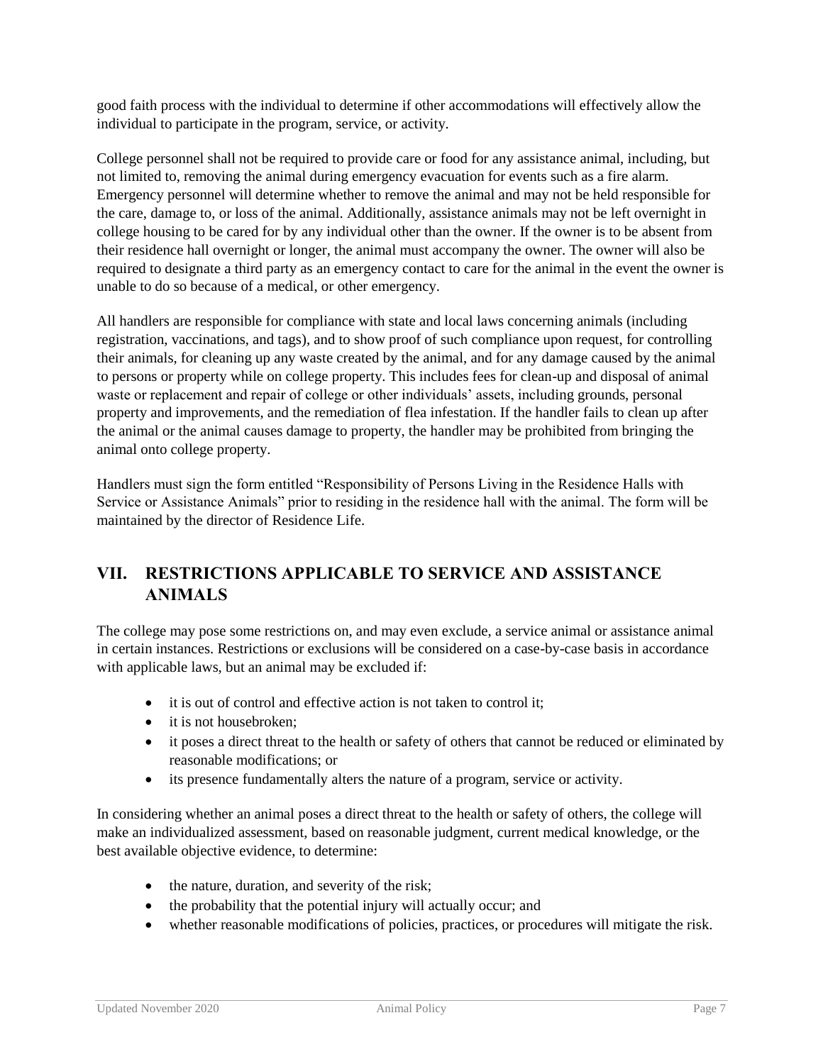good faith process with the individual to determine if other accommodations will effectively allow the individual to participate in the program, service, or activity.

College personnel shall not be required to provide care or food for any assistance animal, including, but not limited to, removing the animal during emergency evacuation for events such as a fire alarm. Emergency personnel will determine whether to remove the animal and may not be held responsible for the care, damage to, or loss of the animal. Additionally, assistance animals may not be left overnight in college housing to be cared for by any individual other than the owner. If the owner is to be absent from their residence hall overnight or longer, the animal must accompany the owner. The owner will also be required to designate a third party as an emergency contact to care for the animal in the event the owner is unable to do so because of a medical, or other emergency.

All handlers are responsible for compliance with state and local laws concerning animals (including registration, vaccinations, and tags), and to show proof of such compliance upon request, for controlling their animals, for cleaning up any waste created by the animal, and for any damage caused by the animal to persons or property while on college property. This includes fees for clean-up and disposal of animal waste or replacement and repair of college or other individuals' assets, including grounds, personal property and improvements, and the remediation of flea infestation. If the handler fails to clean up after the animal or the animal causes damage to property, the handler may be prohibited from bringing the animal onto college property.

Handlers must sign the form entitled "Responsibility of Persons Living in the Residence Halls with Service or Assistance Animals" prior to residing in the residence hall with the animal. The form will be maintained by the director of Residence Life.

## VII. RESTRICTIONS APPLICABLE TO SERVICE AND ASSISTANCE ANIMALS

The college may pose some restrictions on, and may even exclude, a service animal or assistance animal in certain instances. Restrictions or exclusions will be considered on a case-by-case basis in accordance with applicable laws, but an animal may be excluded if:

- it is out of control and effective action is not taken to control it;
- it is not housebroken;
- it poses a direct threat to the health or safety of others that cannot be reduced or eliminated by reasonable modifications; or
- its presence fundamentally alters the nature of a program, service or activity.

In considering whether an animal poses a direct threat to the health or safety of others, the college will make an individualized assessment, based on reasonable judgment, current medical knowledge, or the best available objective evidence, to determine:

- the nature, duration, and severity of the risk;
- the probability that the potential injury will actually occur; and
- whether reasonable modifications of policies, practices, or procedures will mitigate the risk.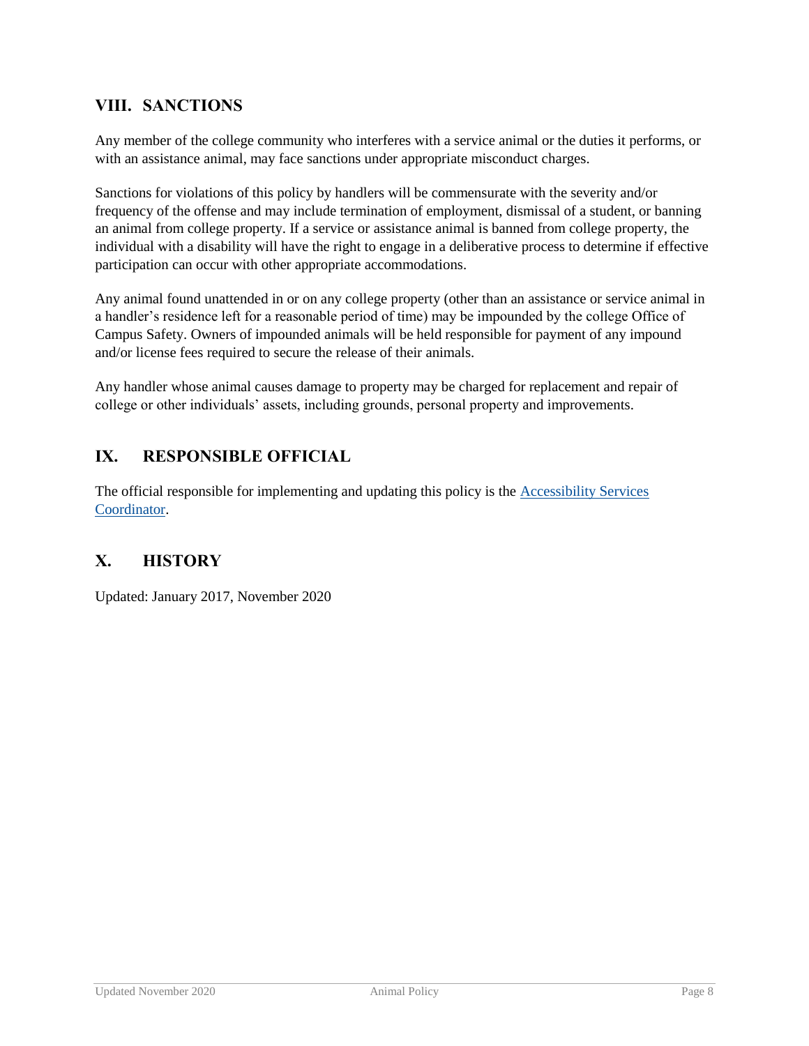## VIII. SANCTIONS

Any member of the college community who interferes with a service animal or the duties it performs, or with an assistance animal, may face sanctions under appropriate misconduct charges.

Sanctions for violations of this policy by handlers will be commensurate with the severity and/or frequency of the offense and may include termination of employment, dismissal of a student, or banning an animal from college property. If a service or assistance animal is banned from college property, the individual with a disability will have the right to engage in a deliberative process to determine if effective participation can occur with other appropriate accommodations.

Any animal found unattended in or on any college property (other than an assistance or service animal in a handler's residence left for a reasonable period of time) may be impounded by the college Office of Campus Safety. Owners of impounded animals will be held responsible for payment of any impound and/or license fees required to secure the release of their animals.

Any handler whose animal causes damage to property may be charged for replacement and repair of college or other individuals' assets, including grounds, personal property and improvements.

## IX. RESPONSIBLE OFFICIAL

The official responsible for implementing and updating this policy is the Accessibility Services Coordinator.

## X. HISTORY

Updated: January 2017, November 2020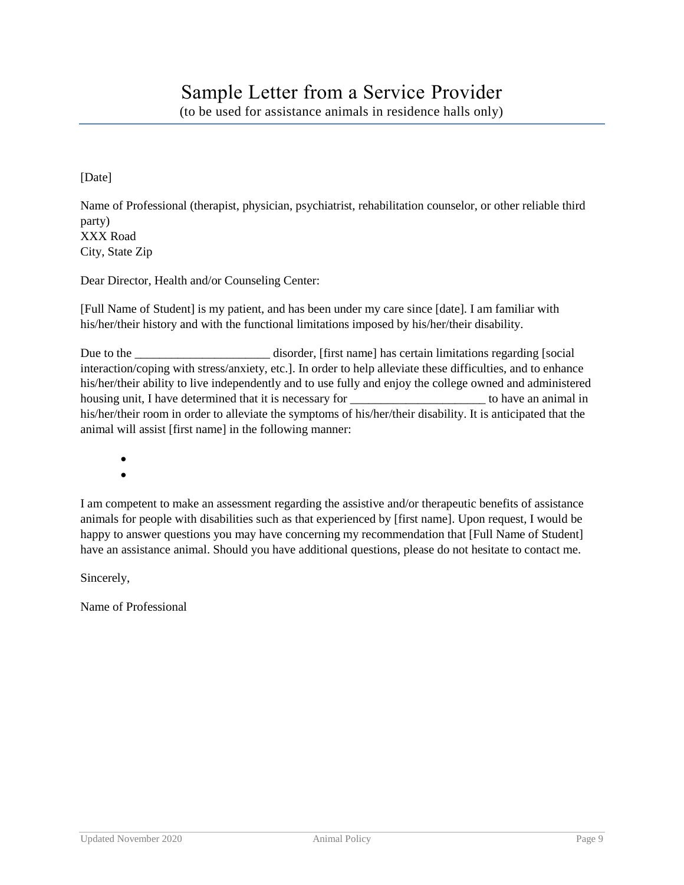# Sample Letter from a Service Provider

(to be used for assistance animals in residence halls only)

[Date]

Name of Professional (therapist, physician, psychiatrist, rehabilitation counselor, or other reliable third party)
XXX Road
City, State Zip

Dear Director, Health and/or Counseling Center:

[Full Name of Student] is my patient, and has been under my care since [date]. I am familiar with his/her/their history and with the functional limitations imposed by his/her/their disability.

Due to the ______________________ disorder, [first name] has certain limitations regarding [social interaction/coping with stress/anxiety, etc.]. In order to help alleviate these difficulties, and to enhance his/her/their ability to live independently and to use fully and enjoy the college owned and administered housing unit, I have determined that it is necessary for ______________________ to have an animal in his/her/their room in order to alleviate the symptoms of his/her/their disability. It is anticipated that the animal will assist [first name] in the following manner:

- 
- 

I am competent to make an assessment regarding the assistive and/or therapeutic benefits of assistance animals for people with disabilities such as that experienced by [first name]. Upon request, I would be happy to answer questions you may have concerning my recommendation that [Full Name of Student] have an assistance animal. Should you have additional questions, please do not hesitate to contact me.

Sincerely,

Name of Professional